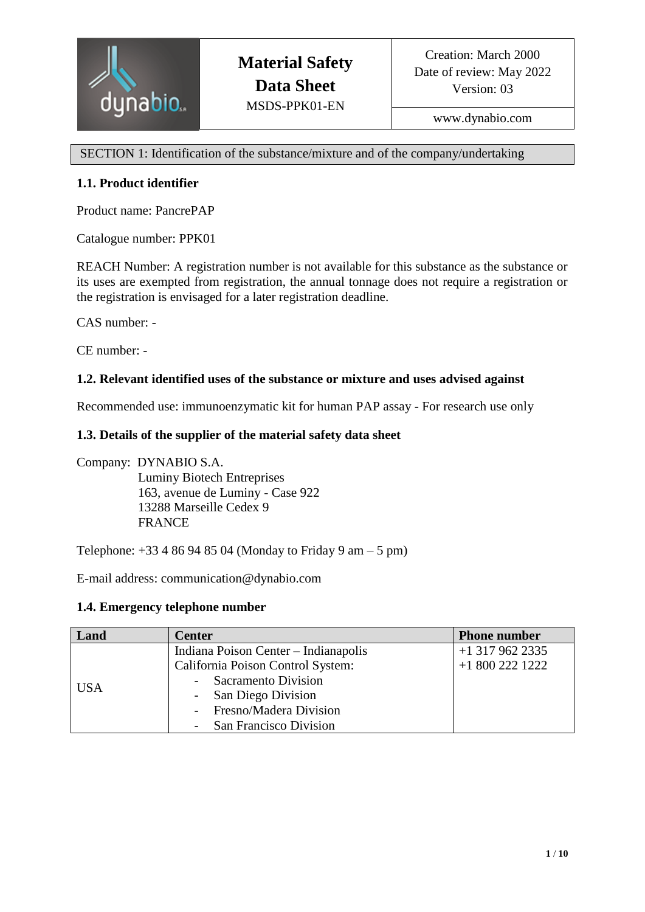| dynabio | **Material Safety Data Sheet** MSDS-PPK01-EN | Creation: March 2000 Date of review: May 2022 Version: 03 www.dynabio.com |
|---|---|---|

## SECTION 1: Identification of the substance/mixture and of the company/undertaking

### 1.1. Product identifier

Product name: PancrePAP

Catalogue number: PPK01

REACH Number: A registration number is not available for this substance as the substance or its uses are exempted from registration, the annual tonnage does not require a registration or the registration is envisaged for a later registration deadline.

CAS number: -

CE number: -

### 1.2. Relevant identified uses of the substance or mixture and uses advised against

Recommended use: immunoenzymatic kit for human PAP assay - For research use only

### 1.3. Details of the supplier of the material safety data sheet

Company: DYNABIO S.A.
Luminy Biotech Entreprises
163, avenue de Luminy - Case 922
13288 Marseille Cedex 9
FRANCE

Telephone: +33 4 86 94 85 04 (Monday to Friday 9 am – 5 pm)

E-mail address: communication@dynabio.com

### 1.4. Emergency telephone number

| Land | Center | Phone number |
|---|---|---|
| USA | Indiana Poison Center – Indianapolis<br>California Poison Control System:<br>- Sacramento Division<br>- San Diego Division<br>- Fresno/Madera Division<br>- San Francisco Division | +1 317 962 2335<br>+1 800 222 1222 |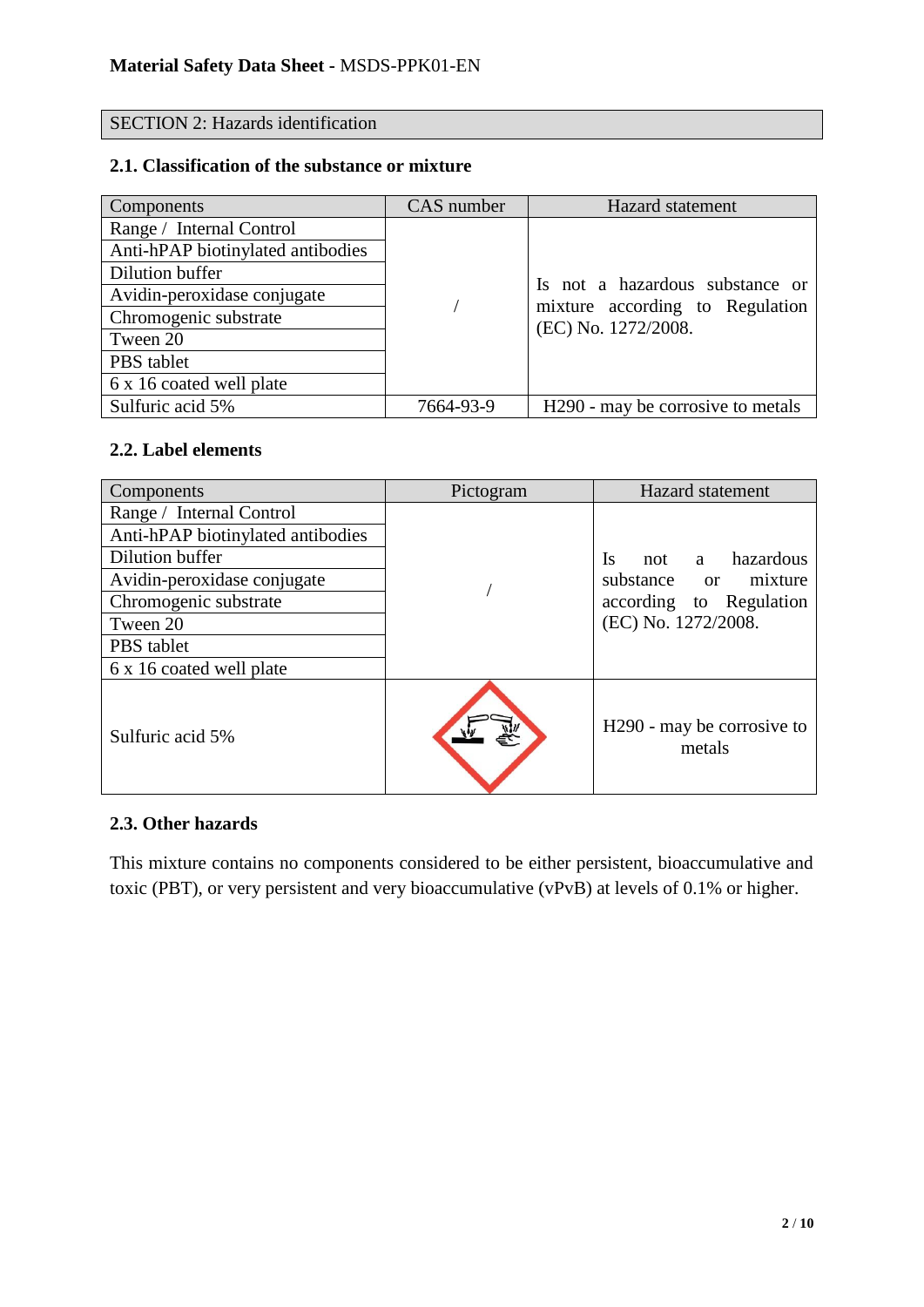**Material Safety Data Sheet -** MSDS-PPK01-EN

## SECTION 2: Hazards identification

### 2.1. Classification of the substance or mixture

| Components | CAS number | Hazard statement |
|---|---|---|
| Range / Internal Control | / | Is not a hazardous substance or mixture according to Regulation (EC) No. 1272/2008. |
| Anti-hPAP biotinylated antibodies | | |
| Dilution buffer | | |
| Avidin-peroxidase conjugate | | |
| Chromogenic substrate | | |
| Tween 20 | | |
| PBS tablet | | |
| 6 x 16 coated well plate | | |
| Sulfuric acid 5% | 7664-93-9 | H290 - may be corrosive to metals |

### 2.2. Label elements

| Components | Pictogram | Hazard statement |
|---|---|---|
| Range / Internal Control | / | Is not a hazardous substance or mixture according to Regulation (EC) No. 1272/2008. |
| Anti-hPAP biotinylated antibodies | | |
| Dilution buffer | | |
| Avidin-peroxidase conjugate | | |
| Chromogenic substrate | | |
| Tween 20 | | |
| PBS tablet | | |
| 6 x 16 coated well plate | | |
| Sulfuric acid 5% | | H290 - may be corrosive to metals |

### 2.3. Other hazards

This mixture contains no components considered to be either persistent, bioaccumulative and toxic (PBT), or very persistent and very bioaccumulative (vPvB) at levels of 0.1% or higher.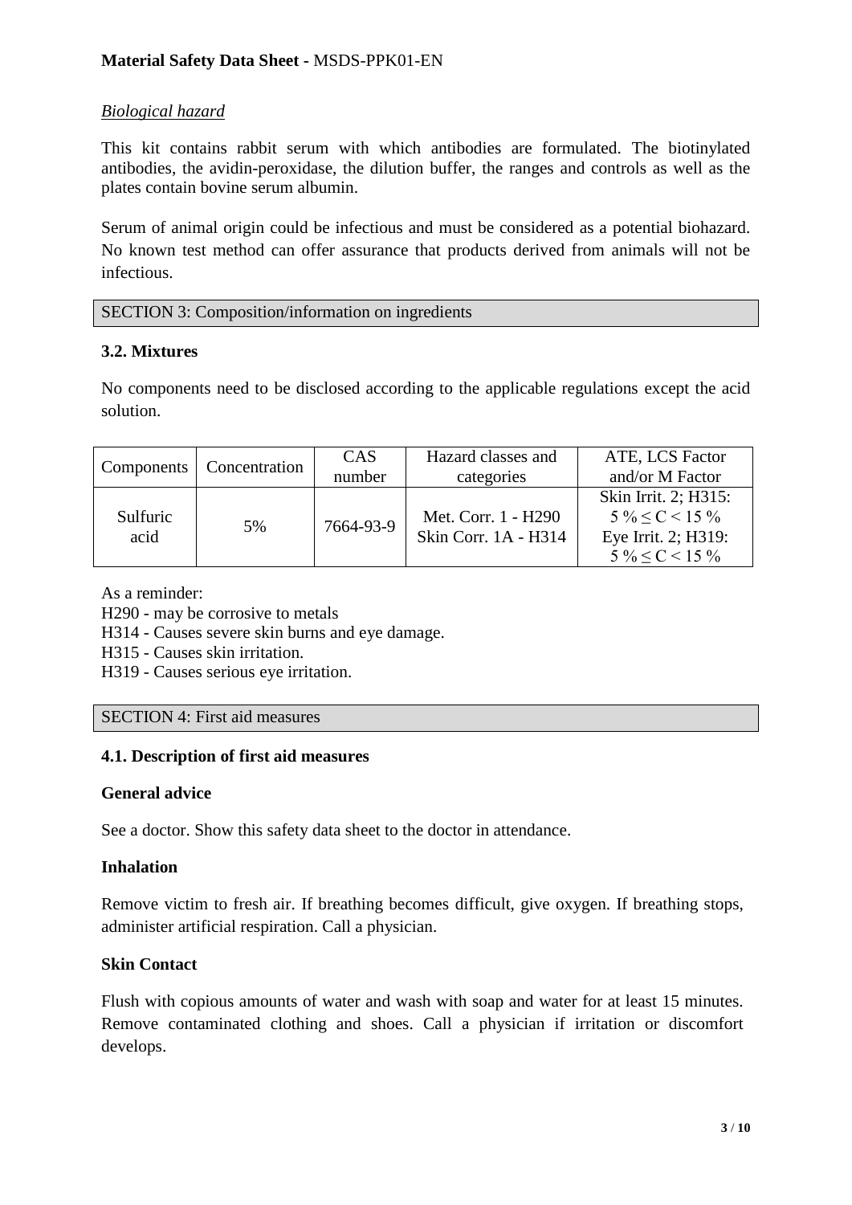*Biological hazard*

This kit contains rabbit serum with which antibodies are formulated. The biotinylated antibodies, the avidin-peroxidase, the dilution buffer, the ranges and controls as well as the plates contain bovine serum albumin.

Serum of animal origin could be infectious and must be considered as a potential biohazard. No known test method can offer assurance that products derived from animals will not be infectious.

## SECTION 3: Composition/information on ingredients

### 3.2. Mixtures

No components need to be disclosed according to the applicable regulations except the acid solution.

| Components | Concentration | CAS number | Hazard classes and categories | ATE, LCS Factor and/or M Factor |
|---|---|---|---|---|
| Sulfuric acid | 5% | 7664-93-9 | Met. Corr. 1 - H290<br>Skin Corr. 1A - H314 | Skin Irrit. 2; H315: $5\ \% \leq C < 15\ \%$<br>Eye Irrit. 2; H319: $5\ \% \leq C < 15\ \%$ |

As a reminder:
H290 - may be corrosive to metals
H314 - Causes severe skin burns and eye damage.
H315 - Causes skin irritation.
H319 - Causes serious eye irritation.

## SECTION 4: First aid measures

### 4.1. Description of first aid measures

**General advice**

See a doctor. Show this safety data sheet to the doctor in attendance.

**Inhalation**

Remove victim to fresh air. If breathing becomes difficult, give oxygen. If breathing stops, administer artificial respiration. Call a physician.

**Skin Contact**

Flush with copious amounts of water and wash with soap and water for at least 15 minutes. Remove contaminated clothing and shoes. Call a physician if irritation or discomfort develops.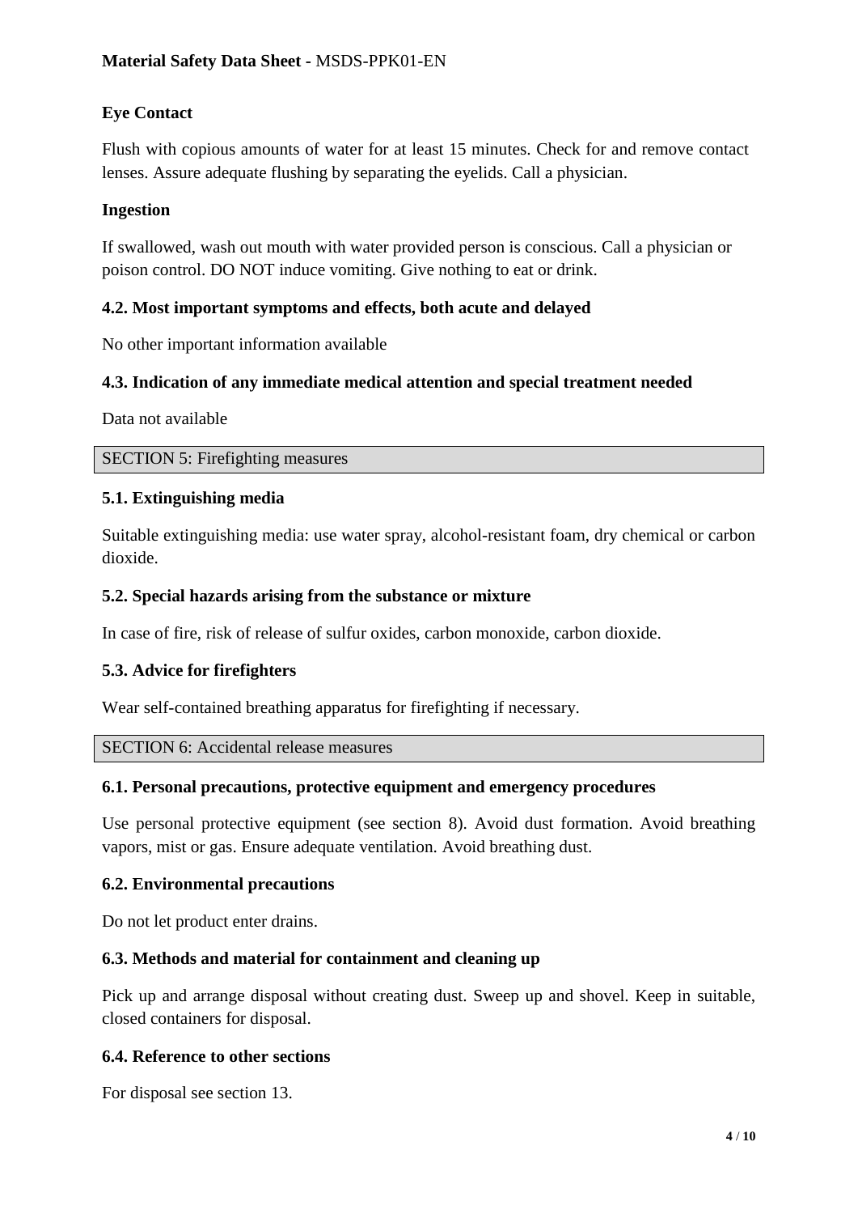**Eye Contact**

Flush with copious amounts of water for at least 15 minutes. Check for and remove contact lenses. Assure adequate flushing by separating the eyelids. Call a physician.

**Ingestion**

If swallowed, wash out mouth with water provided person is conscious. Call a physician or poison control. DO NOT induce vomiting. Give nothing to eat or drink.

### 4.2. Most important symptoms and effects, both acute and delayed

No other important information available

### 4.3. Indication of any immediate medical attention and special treatment needed

Data not available

## SECTION 5: Firefighting measures

### 5.1. Extinguishing media

Suitable extinguishing media: use water spray, alcohol-resistant foam, dry chemical or carbon dioxide.

### 5.2. Special hazards arising from the substance or mixture

In case of fire, risk of release of sulfur oxides, carbon monoxide, carbon dioxide.

### 5.3. Advice for firefighters

Wear self-contained breathing apparatus for firefighting if necessary.

## SECTION 6: Accidental release measures

### 6.1. Personal precautions, protective equipment and emergency procedures

Use personal protective equipment (see section 8). Avoid dust formation. Avoid breathing vapors, mist or gas. Ensure adequate ventilation. Avoid breathing dust.

### 6.2. Environmental precautions

Do not let product enter drains.

### 6.3. Methods and material for containment and cleaning up

Pick up and arrange disposal without creating dust. Sweep up and shovel. Keep in suitable, closed containers for disposal.

### 6.4. Reference to other sections

For disposal see section 13.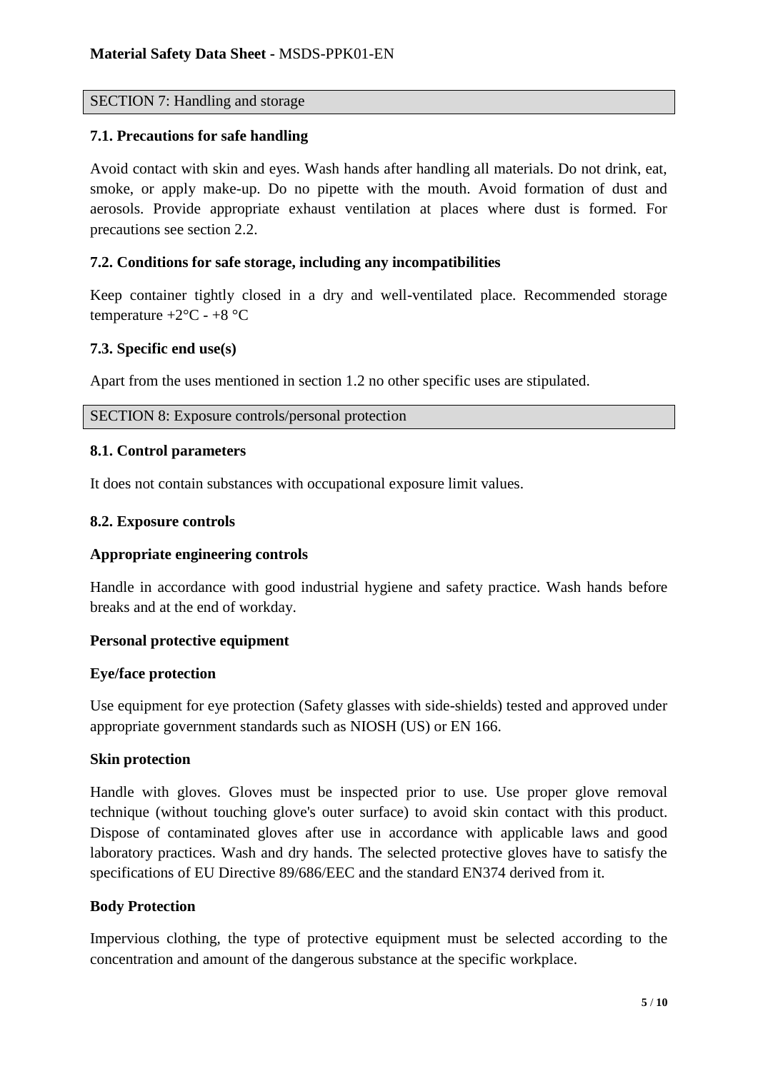## SECTION 7: Handling and storage

### 7.1. Precautions for safe handling

Avoid contact with skin and eyes. Wash hands after handling all materials. Do not drink, eat, smoke, or apply make-up. Do no pipette with the mouth. Avoid formation of dust and aerosols. Provide appropriate exhaust ventilation at places where dust is formed. For precautions see section 2.2.

### 7.2. Conditions for safe storage, including any incompatibilities

Keep container tightly closed in a dry and well-ventilated place. Recommended storage temperature +2°C - +8 °C

### 7.3. Specific end use(s)

Apart from the uses mentioned in section 1.2 no other specific uses are stipulated.

## SECTION 8: Exposure controls/personal protection

### 8.1. Control parameters

It does not contain substances with occupational exposure limit values.

### 8.2. Exposure controls

**Appropriate engineering controls**

Handle in accordance with good industrial hygiene and safety practice. Wash hands before breaks and at the end of workday.

**Personal protective equipment**

**Eye/face protection**

Use equipment for eye protection (Safety glasses with side-shields) tested and approved under appropriate government standards such as NIOSH (US) or EN 166.

**Skin protection**

Handle with gloves. Gloves must be inspected prior to use. Use proper glove removal technique (without touching glove's outer surface) to avoid skin contact with this product. Dispose of contaminated gloves after use in accordance with applicable laws and good laboratory practices. Wash and dry hands. The selected protective gloves have to satisfy the specifications of EU Directive 89/686/EEC and the standard EN374 derived from it.

**Body Protection**

Impervious clothing, the type of protective equipment must be selected according to the concentration and amount of the dangerous substance at the specific workplace.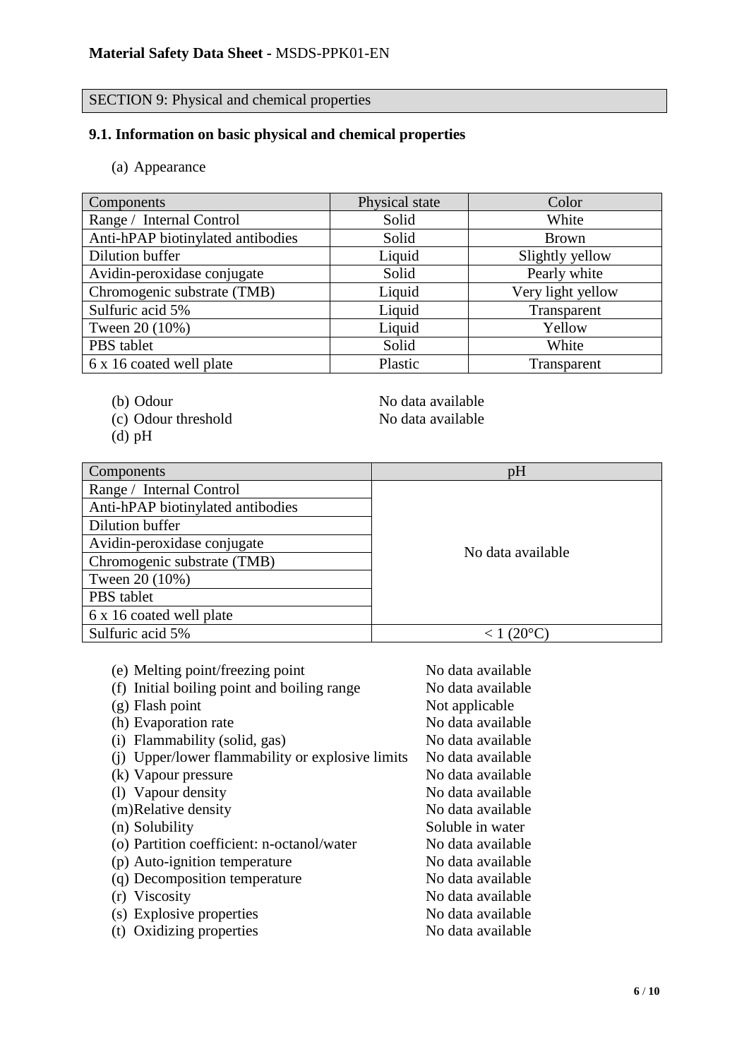## SECTION 9: Physical and chemical properties

### 9.1. Information on basic physical and chemical properties

(a) Appearance

| Components | Physical state | Color |
|---|---|---|
| Range / Internal Control | Solid | White |
| Anti-hPAP biotinylated antibodies | Solid | Brown |
| Dilution buffer | Liquid | Slightly yellow |
| Avidin-peroxidase conjugate | Solid | Pearly white |
| Chromogenic substrate (TMB) | Liquid | Very light yellow |
| Sulfuric acid 5% | Liquid | Transparent |
| Tween 20 (10%) | Liquid | Yellow |
| PBS tablet | Solid | White |
| 6 x 16 coated well plate | Plastic | Transparent |

(b) Odour — No data available

(c) Odour threshold — No data available

(d) pH

| Components | pH |
|---|---|
| Range / Internal Control | No data available |
| Anti-hPAP biotinylated antibodies | |
| Dilution buffer | |
| Avidin-peroxidase conjugate | |
| Chromogenic substrate (TMB) | |
| Tween 20 (10%) | |
| PBS tablet | |
| 6 x 16 coated well plate | |
| Sulfuric acid 5% | < 1 (20°C) |

(e) Melting point/freezing point — No data available

(f) Initial boiling point and boiling range — No data available

(g) Flash point — Not applicable

(h) Evaporation rate — No data available

(i) Flammability (solid, gas) — No data available

(j) Upper/lower flammability or explosive limits — No data available

(k) Vapour pressure — No data available

(l) Vapour density — No data available

(m) Relative density — No data available

(n) Solubility — Soluble in water

(o) Partition coefficient: n-octanol/water — No data available

(p) Auto-ignition temperature — No data available

(q) Decomposition temperature — No data available

(r) Viscosity — No data available

(s) Explosive properties — No data available

(t) Oxidizing properties — No data available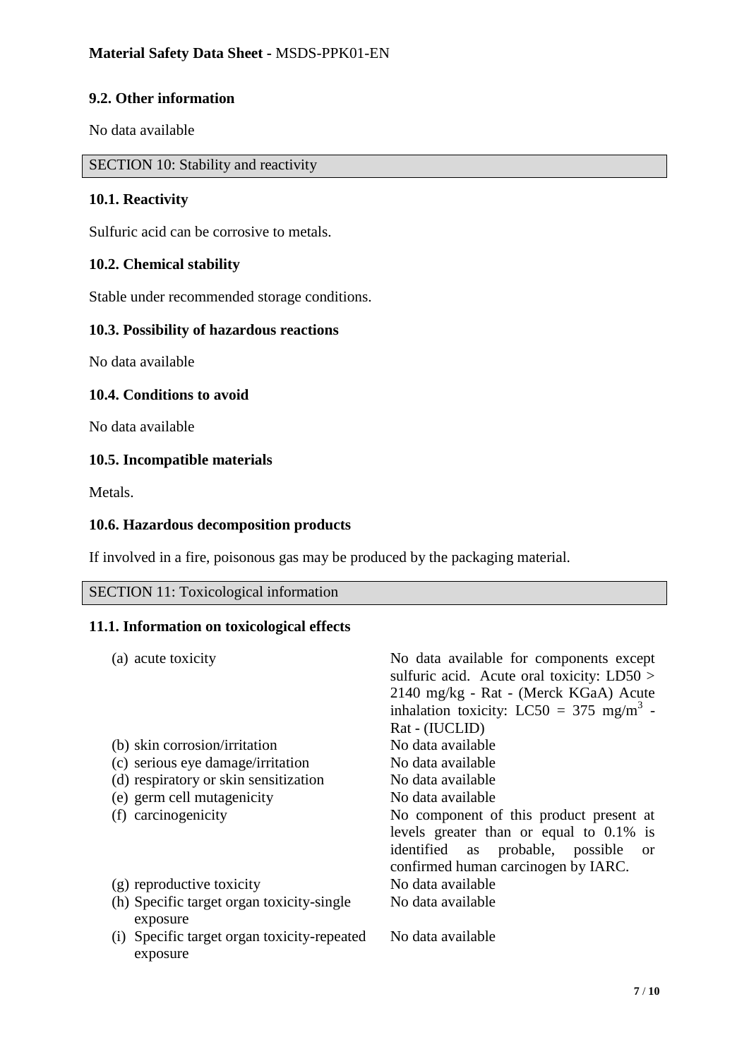### 9.2. Other information

No data available

## SECTION 10: Stability and reactivity

### 10.1. Reactivity

Sulfuric acid can be corrosive to metals.

### 10.2. Chemical stability

Stable under recommended storage conditions.

### 10.3. Possibility of hazardous reactions

No data available

### 10.4. Conditions to avoid

No data available

### 10.5. Incompatible materials

Metals.

### 10.6. Hazardous decomposition products

If involved in a fire, poisonous gas may be produced by the packaging material.

## SECTION 11: Toxicological information

### 11.1. Information on toxicological effects

| | |
|---|---|
| (a) acute toxicity | No data available for components except sulfuric acid. Acute oral toxicity: LD50 > 2140 mg/kg - Rat - (Merck KGaA) Acute inhalation toxicity: LC50 = 375 $mg/m^3$ - Rat - (IUCLID) |
| (b) skin corrosion/irritation | No data available |
| (c) serious eye damage/irritation | No data available |
| (d) respiratory or skin sensitization | No data available |
| (e) germ cell mutagenicity | No data available |
| (f) carcinogenicity | No component of this product present at levels greater than or equal to 0.1% is identified as probable, possible or confirmed human carcinogen by IARC. |
| (g) reproductive toxicity | No data available |
| (h) Specific target organ toxicity-single exposure | No data available |
| (i) Specific target organ toxicity-repeated exposure | No data available |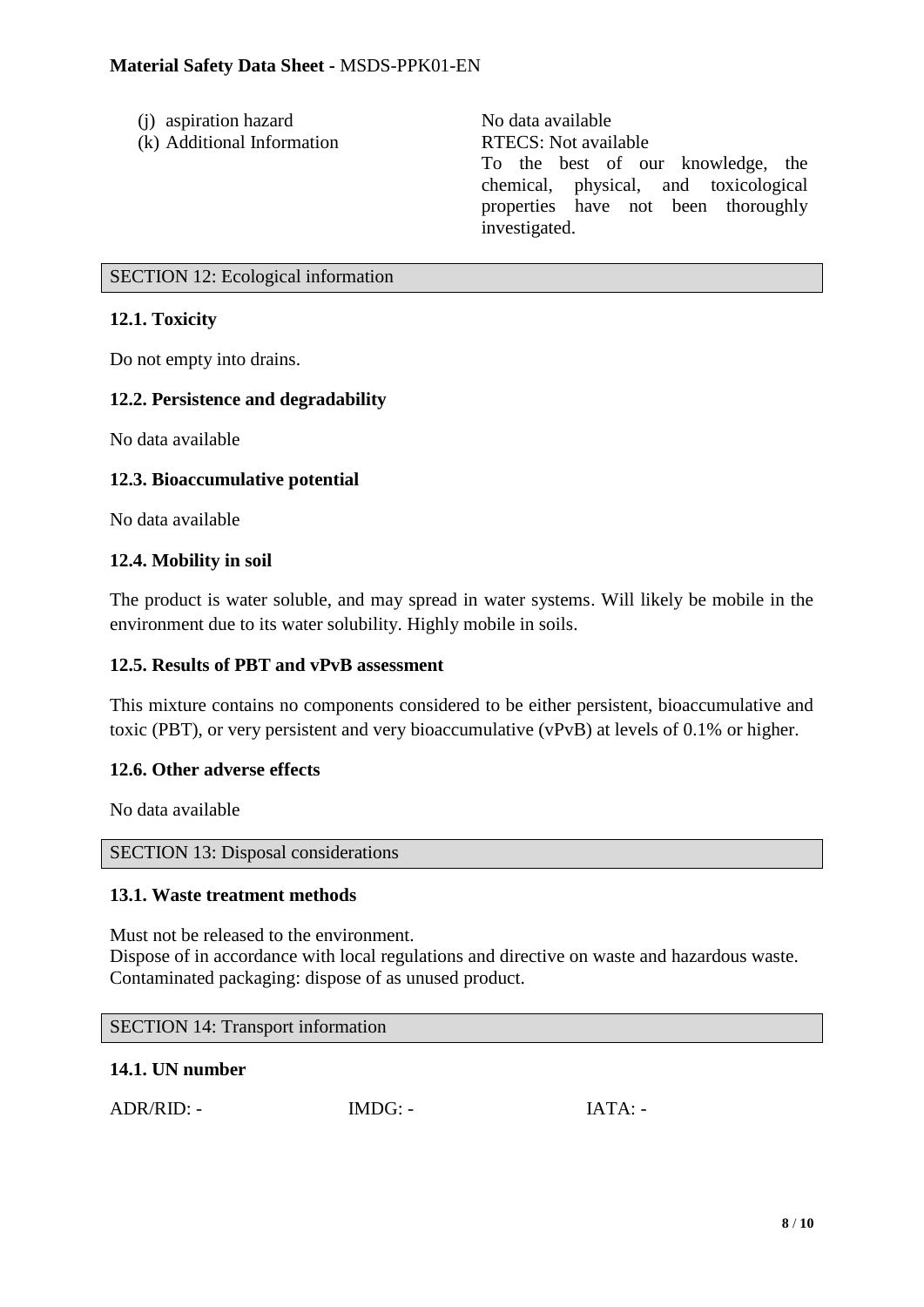| | |
|---|---|
| (j) aspiration hazard | No data available |
| (k) Additional Information | RTECS: Not available<br>To the best of our knowledge, the chemical, physical, and toxicological properties have not been thoroughly investigated. |

## SECTION 12: Ecological information

### 12.1. Toxicity

Do not empty into drains.

### 12.2. Persistence and degradability

No data available

### 12.3. Bioaccumulative potential

No data available

### 12.4. Mobility in soil

The product is water soluble, and may spread in water systems. Will likely be mobile in the environment due to its water solubility. Highly mobile in soils.

### 12.5. Results of PBT and vPvB assessment

This mixture contains no components considered to be either persistent, bioaccumulative and toxic (PBT), or very persistent and very bioaccumulative (vPvB) at levels of 0.1% or higher.

### 12.6. Other adverse effects

No data available

## SECTION 13: Disposal considerations

### 13.1. Waste treatment methods

Must not be released to the environment.
Dispose of in accordance with local regulations and directive on waste and hazardous waste.
Contaminated packaging: dispose of as unused product.

## SECTION 14: Transport information

### 14.1. UN number

ADR/RID: - IMDG: - IATA: -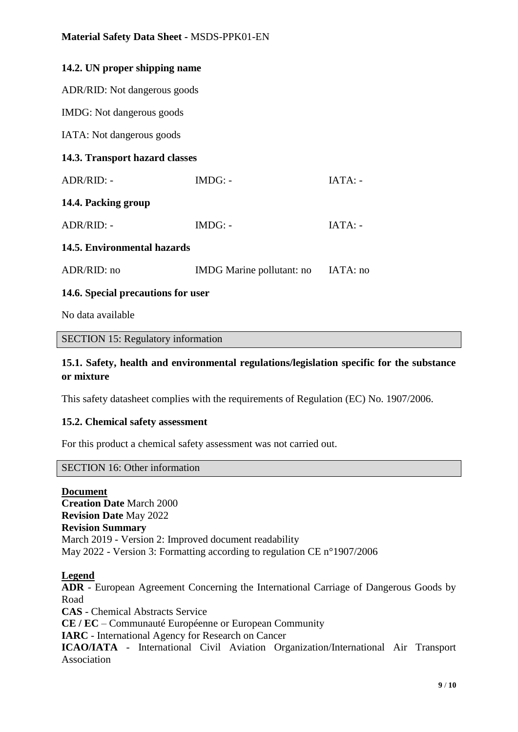### 14.2. UN proper shipping name

ADR/RID: Not dangerous goods

IMDG: Not dangerous goods

IATA: Not dangerous goods

### 14.3. Transport hazard classes

| ADR/RID: - | IMDG: - | IATA: - |
|---|---|---|

### 14.4. Packing group

| ADR/RID: - | IMDG: - | IATA: - |
|---|---|---|

### 14.5. Environmental hazards

| ADR/RID: no | IMDG Marine pollutant: no | IATA: no |
|---|---|---|

### 14.6. Special precautions for user

No data available

## SECTION 15: Regulatory information

### 15.1. Safety, health and environmental regulations/legislation specific for the substance or mixture

This safety datasheet complies with the requirements of Regulation (EC) No. 1907/2006.

### 15.2. Chemical safety assessment

For this product a chemical safety assessment was not carried out.

## SECTION 16: Other information

**Document**

**Creation Date** March 2000
**Revision Date** May 2022
**Revision Summary**
March 2019 - Version 2: Improved document readability
May 2022 - Version 3: Formatting according to regulation CE n°1907/2006

**Legend**

**ADR** - European Agreement Concerning the International Carriage of Dangerous Goods by Road
**CAS** - Chemical Abstracts Service
**CE / EC** – Communauté Européenne or European Community
**IARC** - International Agency for Research on Cancer
**ICAO/IATA** - International Civil Aviation Organization/International Air Transport Association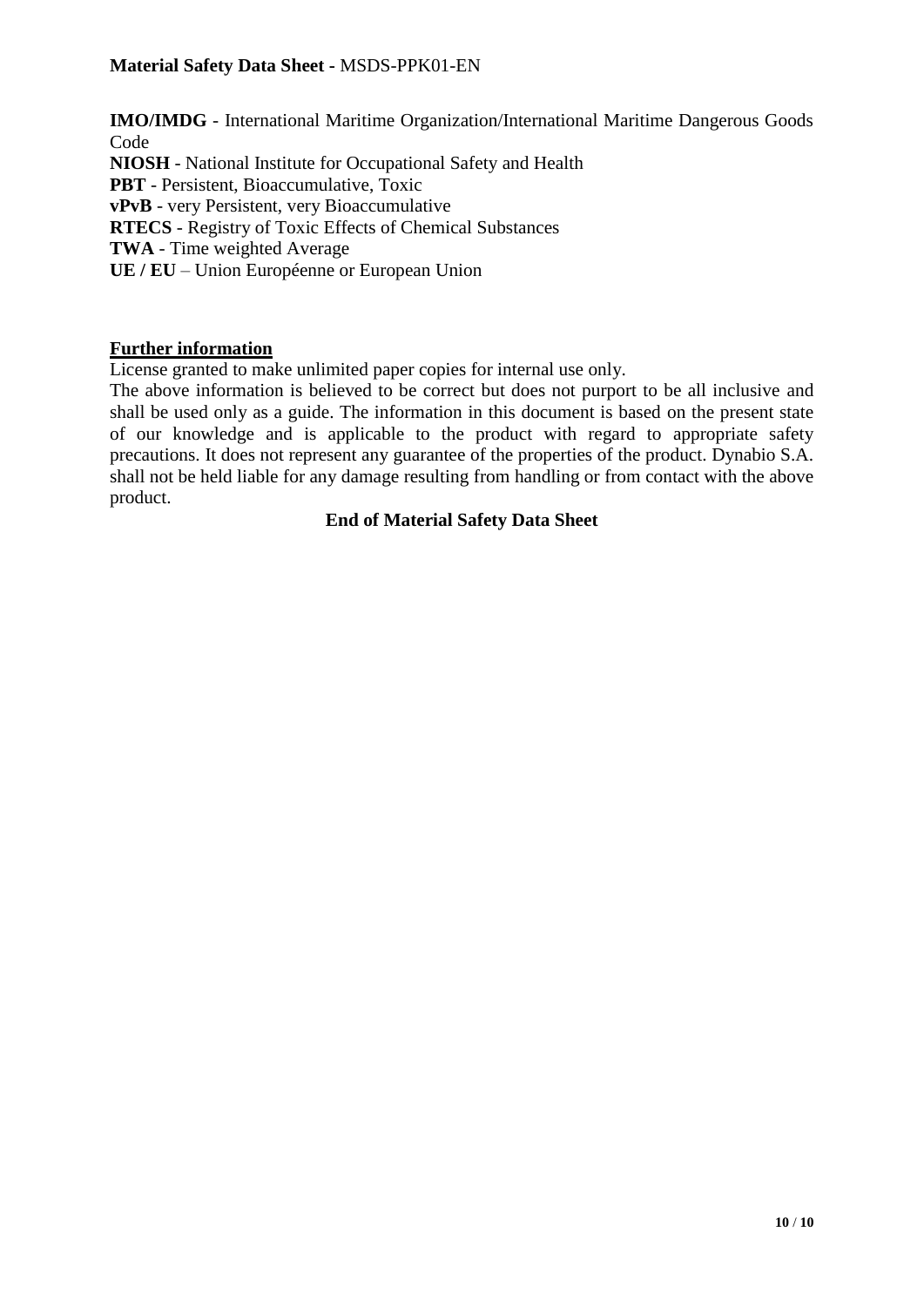**IMO/IMDG** - International Maritime Organization/International Maritime Dangerous Goods Code
**NIOSH** - National Institute for Occupational Safety and Health
**PBT** - Persistent, Bioaccumulative, Toxic
**vPvB** - very Persistent, very Bioaccumulative
**RTECS** - Registry of Toxic Effects of Chemical Substances
**TWA** - Time weighted Average
**UE / EU** – Union Européenne or European Union

**Further information**

License granted to make unlimited paper copies for internal use only.
The above information is believed to be correct but does not purport to be all inclusive and shall be used only as a guide. The information in this document is based on the present state of our knowledge and is applicable to the product with regard to appropriate safety precautions. It does not represent any guarantee of the properties of the product. Dynabio S.A. shall not be held liable for any damage resulting from handling or from contact with the above product.

**End of Material Safety Data Sheet**